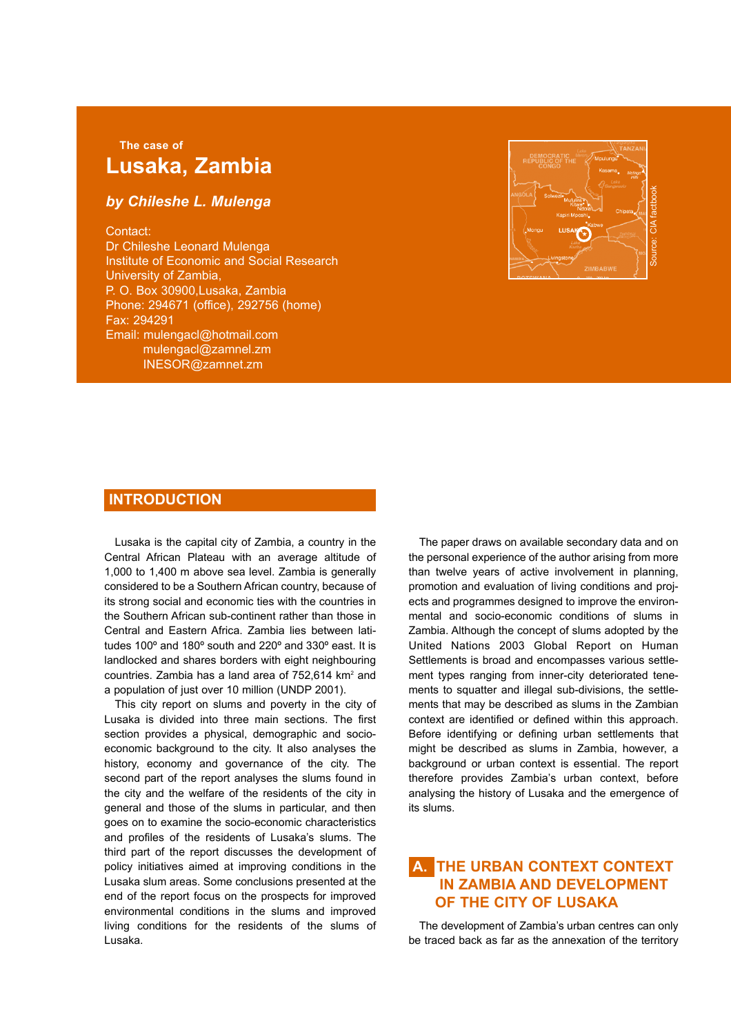The case of

# Lusaka, Zambia

***by Chileshe L. Mulenga***

Contact:
Dr Chileshe Leonard Mulenga
Institute of Economic and Social Research
University of Zambia,
P. O. Box 30900,Lusaka, Zambia
Phone: 294671 (office), 292756 (home)
Fax: 294291
Email: mulengacl@hotmail.com
mulengacl@zamnel.zm
INESOR@zamnet.zm

## INTRODUCTION

Lusaka is the capital city of Zambia, a country in the Central African Plateau with an average altitude of 1,000 to 1,400 m above sea level. Zambia is generally considered to be a Southern African country, because of its strong social and economic ties with the countries in the Southern African sub-continent rather than those in Central and Eastern Africa. Zambia lies between latitudes 100º and 180º south and 220º and 330º east. It is landlocked and shares borders with eight neighbouring countries. Zambia has a land area of 752,614 km$^2$ and a population of just over 10 million (UNDP 2001).

This city report on slums and poverty in the city of Lusaka is divided into three main sections. The first section provides a physical, demographic and socio-economic background to the city. It also analyses the history, economy and governance of the city. The second part of the report analyses the slums found in the city and the welfare of the residents of the city in general and those of the slums in particular, and then goes on to examine the socio-economic characteristics and profiles of the residents of Lusaka's slums. The third part of the report discusses the development of policy initiatives aimed at improving conditions in the Lusaka slum areas. Some conclusions presented at the end of the report focus on the prospects for improved environmental conditions in the slums and improved living conditions for the residents of the slums of Lusaka.

The paper draws on available secondary data and on the personal experience of the author arising from more than twelve years of active involvement in planning, promotion and evaluation of living conditions and projects and programmes designed to improve the environmental and socio-economic conditions of slums in Zambia. Although the concept of slums adopted by the United Nations 2003 Global Report on Human Settlements is broad and encompasses various settlement types ranging from inner-city deteriorated tenements to squatter and illegal sub-divisions, the settlements that may be described as slums in the Zambian context are identified or defined within this approach. Before identifying or defining urban settlements that might be described as slums in Zambia, however, a background or urban context is essential. The report therefore provides Zambia's urban context, before analysing the history of Lusaka and the emergence of its slums.

## A. THE URBAN CONTEXT CONTEXT IN ZAMBIA AND DEVELOPMENT OF THE CITY OF LUSAKA

The development of Zambia's urban centres can only be traced back as far as the annexation of the territory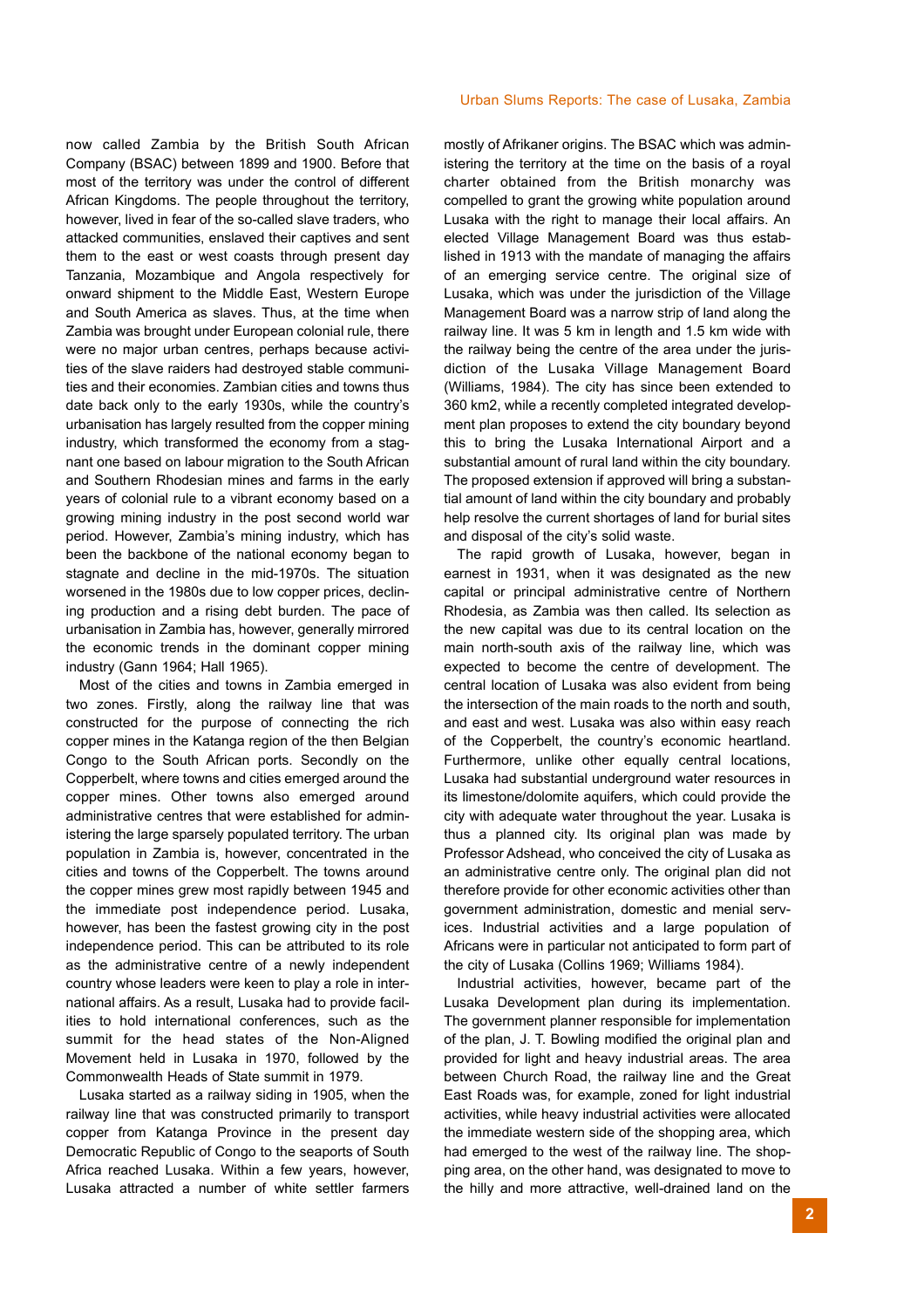now called Zambia by the British South African Company (BSAC) between 1899 and 1900. Before that most of the territory was under the control of different African Kingdoms. The people throughout the territory, however, lived in fear of the so-called slave traders, who attacked communities, enslaved their captives and sent them to the east or west coasts through present day Tanzania, Mozambique and Angola respectively for onward shipment to the Middle East, Western Europe and South America as slaves. Thus, at the time when Zambia was brought under European colonial rule, there were no major urban centres, perhaps because activities of the slave raiders had destroyed stable communities and their economies. Zambian cities and towns thus date back only to the early 1930s, while the country's urbanisation has largely resulted from the copper mining industry, which transformed the economy from a stagnant one based on labour migration to the South African and Southern Rhodesian mines and farms in the early years of colonial rule to a vibrant economy based on a growing mining industry in the post second world war period. However, Zambia's mining industry, which has been the backbone of the national economy began to stagnate and decline in the mid-1970s. The situation worsened in the 1980s due to low copper prices, declining production and a rising debt burden. The pace of urbanisation in Zambia has, however, generally mirrored the economic trends in the dominant copper mining industry (Gann 1964; Hall 1965).

Most of the cities and towns in Zambia emerged in two zones. Firstly, along the railway line that was constructed for the purpose of connecting the rich copper mines in the Katanga region of the then Belgian Congo to the South African ports. Secondly on the Copperbelt, where towns and cities emerged around the copper mines. Other towns also emerged around administrative centres that were established for administering the large sparsely populated territory. The urban population in Zambia is, however, concentrated in the cities and towns of the Copperbelt. The towns around the copper mines grew most rapidly between 1945 and the immediate post independence period. Lusaka, however, has been the fastest growing city in the post independence period. This can be attributed to its role as the administrative centre of a newly independent country whose leaders were keen to play a role in international affairs. As a result, Lusaka had to provide facilities to hold international conferences, such as the summit for the head states of the Non-Aligned Movement held in Lusaka in 1970, followed by the Commonwealth Heads of State summit in 1979.

Lusaka started as a railway siding in 1905, when the railway line that was constructed primarily to transport copper from Katanga Province in the present day Democratic Republic of Congo to the seaports of South Africa reached Lusaka. Within a few years, however, Lusaka attracted a number of white settler farmers mostly of Afrikaner origins. The BSAC which was administering the territory at the time on the basis of a royal charter obtained from the British monarchy was compelled to grant the growing white population around Lusaka with the right to manage their local affairs. An elected Village Management Board was thus established in 1913 with the mandate of managing the affairs of an emerging service centre. The original size of Lusaka, which was under the jurisdiction of the Village Management Board was a narrow strip of land along the railway line. It was 5 km in length and 1.5 km wide with the railway being the centre of the area under the jurisdiction of the Lusaka Village Management Board (Williams, 1984). The city has since been extended to 360 km2, while a recently completed integrated development plan proposes to extend the city boundary beyond this to bring the Lusaka International Airport and a substantial amount of rural land within the city boundary. The proposed extension if approved will bring a substantial amount of land within the city boundary and probably help resolve the current shortages of land for burial sites and disposal of the city's solid waste.

The rapid growth of Lusaka, however, began in earnest in 1931, when it was designated as the new capital or principal administrative centre of Northern Rhodesia, as Zambia was then called. Its selection as the new capital was due to its central location on the main north-south axis of the railway line, which was expected to become the centre of development. The central location of Lusaka was also evident from being the intersection of the main roads to the north and south, and east and west. Lusaka was also within easy reach of the Copperbelt, the country's economic heartland. Furthermore, unlike other equally central locations, Lusaka had substantial underground water resources in its limestone/dolomite aquifers, which could provide the city with adequate water throughout the year. Lusaka is thus a planned city. Its original plan was made by Professor Adshead, who conceived the city of Lusaka as an administrative centre only. The original plan did not therefore provide for other economic activities other than government administration, domestic and menial services. Industrial activities and a large population of Africans were in particular not anticipated to form part of the city of Lusaka (Collins 1969; Williams 1984).

Industrial activities, however, became part of the Lusaka Development plan during its implementation. The government planner responsible for implementation of the plan, J. T. Bowling modified the original plan and provided for light and heavy industrial areas. The area between Church Road, the railway line and the Great East Roads was, for example, zoned for light industrial activities, while heavy industrial activities were allocated the immediate western side of the shopping area, which had emerged to the west of the railway line. The shopping area, on the other hand, was designated to move to the hilly and more attractive, well-drained land on the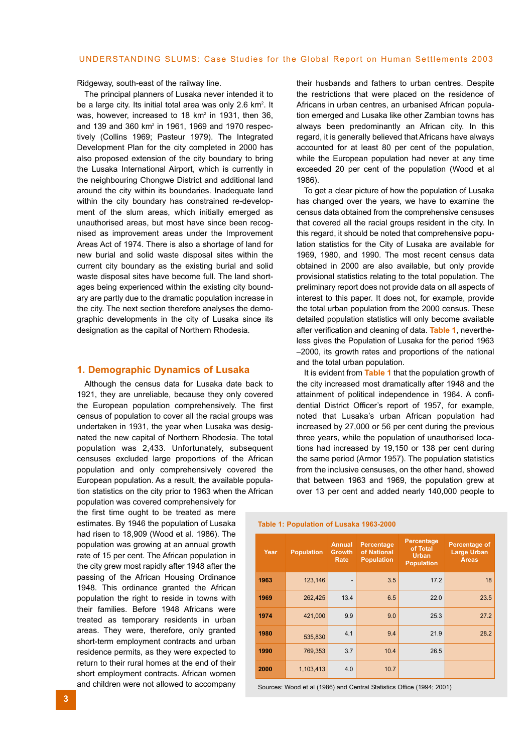Ridgeway, south-east of the railway line.

The principal planners of Lusaka never intended it to be a large city. Its initial total area was only 2.6 km$^2$. It was, however, increased to 18 km$^2$ in 1931, then 36, and 139 and 360 km$^2$ in 1961, 1969 and 1970 respectively (Collins 1969; Pasteur 1979). The Integrated Development Plan for the city completed in 2000 has also proposed extension of the city boundary to bring the Lusaka International Airport, which is currently in the neighbouring Chongwe District and additional land around the city within its boundaries. Inadequate land within the city boundary has constrained re-development of the slum areas, which initially emerged as unauthorised areas, but most have since been recognised as improvement areas under the Improvement Areas Act of 1974. There is also a shortage of land for new burial and solid waste disposal sites within the current city boundary as the existing burial and solid waste disposal sites have become full. The land shortages being experienced within the existing city boundary are partly due to the dramatic population increase in the city. The next section therefore analyses the demographic developments in the city of Lusaka since its designation as the capital of Northern Rhodesia.

## 1. Demographic Dynamics of Lusaka

Although the census data for Lusaka date back to 1921, they are unreliable, because they only covered the European population comprehensively. The first census of population to cover all the racial groups was undertaken in 1931, the year when Lusaka was designated the new capital of Northern Rhodesia. The total population was 2,433. Unfortunately, subsequent censuses excluded large proportions of the African population and only comprehensively covered the European population. As a result, the available population statistics on the city prior to 1963 when the African population was covered comprehensively for the first time ought to be treated as mere estimates. By 1946 the population of Lusaka had risen to 18,909 (Wood et al. 1986). The population was growing at an annual growth rate of 15 per cent. The African population in the city grew most rapidly after 1948 after the passing of the African Housing Ordinance 1948. This ordinance granted the African population the right to reside in towns with their families. Before 1948 Africans were treated as temporary residents in urban areas. They were, therefore, only granted short-term employment contracts and urban residence permits, as they were expected to return to their rural homes at the end of their short employment contracts. African women and children were not allowed to accompany their husbands and fathers to urban centres. Despite the restrictions that were placed on the residence of Africans in urban centres, an urbanised African population emerged and Lusaka like other Zambian towns has always been predominantly an African city. In this regard, it is generally believed that Africans have always accounted for at least 80 per cent of the population, while the European population had never at any time exceeded 20 per cent of the population (Wood et al 1986).

To get a clear picture of how the population of Lusaka has changed over the years, we have to examine the census data obtained from the comprehensive censuses that covered all the racial groups resident in the city. In this regard, it should be noted that comprehensive population statistics for the City of Lusaka are available for 1969, 1980, and 1990. The most recent census data obtained in 2000 are also available, but only provide provisional statistics relating to the total population. The preliminary report does not provide data on all aspects of interest to this paper. It does not, for example, provide the total urban population from the 2000 census. These detailed population statistics will only become available after verification and cleaning of data. Table 1, nevertheless gives the Population of Lusaka for the period 1963 –2000, its growth rates and proportions of the national and the total urban population.

It is evident from Table 1 that the population growth of the city increased most dramatically after 1948 and the attainment of political independence in 1964. A confidential District Officer's report of 1957, for example, noted that Lusaka's urban African population had increased by 27,000 or 56 per cent during the previous three years, while the population of unauthorised locations had increased by 19,150 or 138 per cent during the same period (Armor 1957). The population statistics from the inclusive censuses, on the other hand, showed that between 1963 and 1969, the population grew at over 13 per cent and added nearly 140,000 people to

**Table 1: Population of Lusaka 1963-2000**

| Year | Population | Annual Growth Rate | Percentage of National Population | Percentage of Total Urban Population | Percentage of Large Urban Areas |
|---|---|---|---|---|---|
| 1963 | 123,146 | - | 3.5 | 17.2 | 18 |
| 1969 | 262,425 | 13.4 | 6.5 | 22.0 | 23.5 |
| 1974 | 421,000 | 9.9 | 9.0 | 25.3 | 27.2 |
| 1980 | 535,830 | 4.1 | 9.4 | 21.9 | 28.2 |
| 1990 | 769,353 | 3.7 | 10.4 | 26.5 | |
| 2000 | 1,103,413 | 4.0 | 10.7 | | |

Sources: Wood et al (1986) and Central Statistics Office (1994; 2001)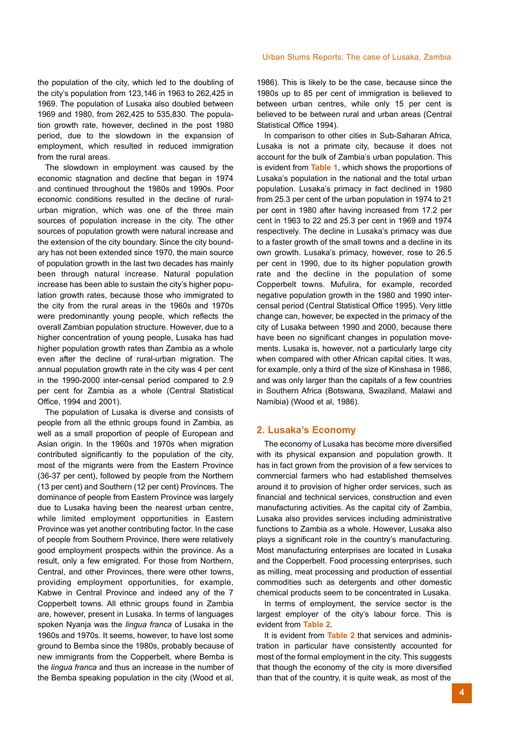the population of the city, which led to the doubling of the city's population from 123,146 in 1963 to 262,425 in 1969. The population of Lusaka also doubled between 1969 and 1980, from 262,425 to 535,830. The population growth rate, however, declined in the post 1980 period, due to the slowdown in the expansion of employment, which resulted in reduced immigration from the rural areas.

The slowdown in employment was caused by the economic stagnation and decline that began in 1974 and continued throughout the 1980s and 1990s. Poor economic conditions resulted in the decline of rural-urban migration, which was one of the three main sources of population increase in the city. The other sources of population growth were natural increase and the extension of the city boundary. Since the city boundary has not been extended since 1970, the main source of population growth in the last two decades has mainly been through natural increase. Natural population increase has been able to sustain the city's higher population growth rates, because those who immigrated to the city from the rural areas in the 1960s and 1970s were predominantly young people, which reflects the overall Zambian population structure. However, due to a higher concentration of young people, Lusaka has had higher population growth rates than Zambia as a whole even after the decline of rural-urban migration. The annual population growth rate in the city was 4 per cent in the 1990-2000 inter-censal period compared to 2.9 per cent for Zambia as a whole (Central Statistical Office, 1994 and 2001).

The population of Lusaka is diverse and consists of people from all the ethnic groups found in Zambia, as well as a small proportion of people of European and Asian origin. In the 1960s and 1970s when migration contributed significantly to the population of the city, most of the migrants were from the Eastern Province (36-37 per cent), followed by people from the Northern (13 per cent) and Southern (12 per cent) Provinces. The dominance of people from Eastern Province was largely due to Lusaka having been the nearest urban centre, while limited employment opportunities in Eastern Province was yet another contributing factor. In the case of people from Southern Province, there were relatively good employment prospects within the province. As a result, only a few emigrated. For those from Northern, Central, and other Provinces, there were other towns, providing employment opportunities, for example, Kabwe in Central Province and indeed any of the 7 Copperbelt towns. All ethnic groups found in Zambia are, however, present in Lusaka. In terms of languages spoken Nyanja was the *lingua franca* of Lusaka in the 1960s and 1970s. It seems, however, to have lost some ground to Bemba since the 1980s, probably because of new immigrants from the Copperbelt, where Bemba is the *lingua franca* and thus an increase in the number of the Bemba speaking population in the city (Wood et al, 1986). This is likely to be the case, because since the 1980s up to 85 per cent of immigration is believed to between urban centres, while only 15 per cent is believed to be between rural and urban areas (Central Statistical Office 1994).

In comparison to other cities in Sub-Saharan Africa, Lusaka is not a primate city, because it does not account for the bulk of Zambia's urban population. This is evident from **Table 1**, which shows the proportions of Lusaka's population in the national and the total urban population. Lusaka's primacy in fact declined in 1980 from 25.3 per cent of the urban population in 1974 to 21 per cent in 1980 after having increased from 17.2 per cent in 1963 to 22 and 25.3 per cent in 1969 and 1974 respectively. The decline in Lusaka's primacy was due to a faster growth of the small towns and a decline in its own growth. Lusaka's primacy, however, rose to 26.5 per cent in 1990, due to its higher population growth rate and the decline in the population of some Copperbelt towns. Mufulira, for example, recorded negative population growth in the 1980 and 1990 inter-censal period (Central Statistical Office 1995). Very little change can, however, be expected in the primacy of the city of Lusaka between 1990 and 2000, because there have been no significant changes in population movements. Lusaka is, however, not a particularly large city when compared with other African capital cities. It was, for example, only a third of the size of Kinshasa in 1986, and was only larger than the capitals of a few countries in Southern Africa (Botswana, Swaziland, Malawi and Namibia) (Wood et al, 1986).

## 2. Lusaka's Economy

The economy of Lusaka has become more diversified with its physical expansion and population growth. It has in fact grown from the provision of a few services to commercial farmers who had established themselves around it to provision of higher order services, such as financial and technical services, construction and even manufacturing activities. As the capital city of Zambia, Lusaka also provides services including administrative functions to Zambia as a whole. However, Lusaka also plays a significant role in the country's manufacturing. Most manufacturing enterprises are located in Lusaka and the Copperbelt. Food processing enterprises, such as milling, meat processing and production of essential commodities such as detergents and other domestic chemical products seem to be concentrated in Lusaka.

In terms of employment, the service sector is the largest employer of the city's labour force. This is evident from **Table 2**.

It is evident from **Table 2** that services and administration in particular have consistently accounted for most of the formal employment in the city. This suggests that though the economy of the city is more diversified than that of the country, it is quite weak, as most of the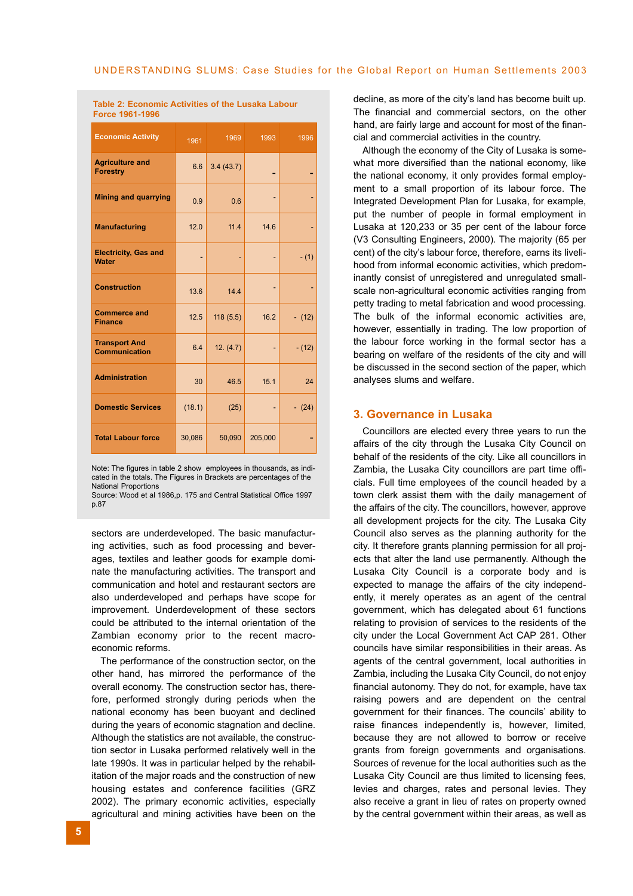**Table 2: Economic Activities of the Lusaka Labour Force 1961-1996**

| Economic Activity | 1961 | 1969 | 1993 | 1996 |
|---|---|---|---|---|
| Agriculture and Forestry | 6.6 | 3.4 (43.7) | - | - |
| Mining and quarrying | 0.9 | 0.6 | - | - |
| Manufacturing | 12.0 | 11.4 | 14.6 | - |
| Electricity, Gas and Water | - | - | - | - (1) |
| Construction | 13.6 | 14.4 | - | - |
| Commerce and Finance | 12.5 | 118 (5.5) | 16.2 | - (12) |
| Transport And Communication | 6.4 | 12. (4.7) | - | - (12) |
| Administration | 30 | 46.5 | 15.1 | 24 |
| Domestic Services | (18.1) | (25) | - | - (24) |
| Total Labour force | 30,086 | 50,090 | 205,000 | - |

Note: The figures in table 2 show employees in thousands, as indicated in the totals. The Figures in Brackets are percentages of the National Proportions
Source: Wood et al 1986,p. 175 and Central Statistical Office 1997 p.87

sectors are underdeveloped. The basic manufacturing activities, such as food processing and beverages, textiles and leather goods for example dominate the manufacturing activities. The transport and communication and hotel and restaurant sectors are also underdeveloped and perhaps have scope for improvement. Underdevelopment of these sectors could be attributed to the internal orientation of the Zambian economy prior to the recent macro-economic reforms.

The performance of the construction sector, on the other hand, has mirrored the performance of the overall economy. The construction sector has, therefore, performed strongly during periods when the national economy has been buoyant and declined during the years of economic stagnation and decline. Although the statistics are not available, the construction sector in Lusaka performed relatively well in the late 1990s. It was in particular helped by the rehabilitation of the major roads and the construction of new housing estates and conference facilities (GRZ 2002). The primary economic activities, especially agricultural and mining activities have been on the decline, as more of the city's land has become built up. The financial and commercial sectors, on the other hand, are fairly large and account for most of the financial and commercial activities in the country.

Although the economy of the City of Lusaka is somewhat more diversified than the national economy, like the national economy, it only provides formal employment to a small proportion of its labour force. The Integrated Development Plan for Lusaka, for example, put the number of people in formal employment in Lusaka at 120,233 or 35 per cent of the labour force (V3 Consulting Engineers, 2000). The majority (65 per cent) of the city's labour force, therefore, earns its livelihood from informal economic activities, which predominantly consist of unregistered and unregulated small-scale non-agricultural economic activities ranging from petty trading to metal fabrication and wood processing. The bulk of the informal economic activities are, however, essentially in trading. The low proportion of the labour force working in the formal sector has a bearing on welfare of the residents of the city and will be discussed in the second section of the paper, which analyses slums and welfare.

## 3. Governance in Lusaka

Councillors are elected every three years to run the affairs of the city through the Lusaka City Council on behalf of the residents of the city. Like all councillors in Zambia, the Lusaka City councillors are part time officials. Full time employees of the council headed by a town clerk assist them with the daily management of the affairs of the city. The councillors, however, approve all development projects for the city. The Lusaka City Council also serves as the planning authority for the city. It therefore grants planning permission for all projects that alter the land use permanently. Although the Lusaka City Council is a corporate body and is expected to manage the affairs of the city independently, it merely operates as an agent of the central government, which has delegated about 61 functions relating to provision of services to the residents of the city under the Local Government Act CAP 281. Other councils have similar responsibilities in their areas. As agents of the central government, local authorities in Zambia, including the Lusaka City Council, do not enjoy financial autonomy. They do not, for example, have tax raising powers and are dependent on the central government for their finances. The councils' ability to raise finances independently is, however, limited, because they are not allowed to borrow or receive grants from foreign governments and organisations. Sources of revenue for the local authorities such as the Lusaka City Council are thus limited to licensing fees, levies and charges, rates and personal levies. They also receive a grant in lieu of rates on property owned by the central government within their areas, as well as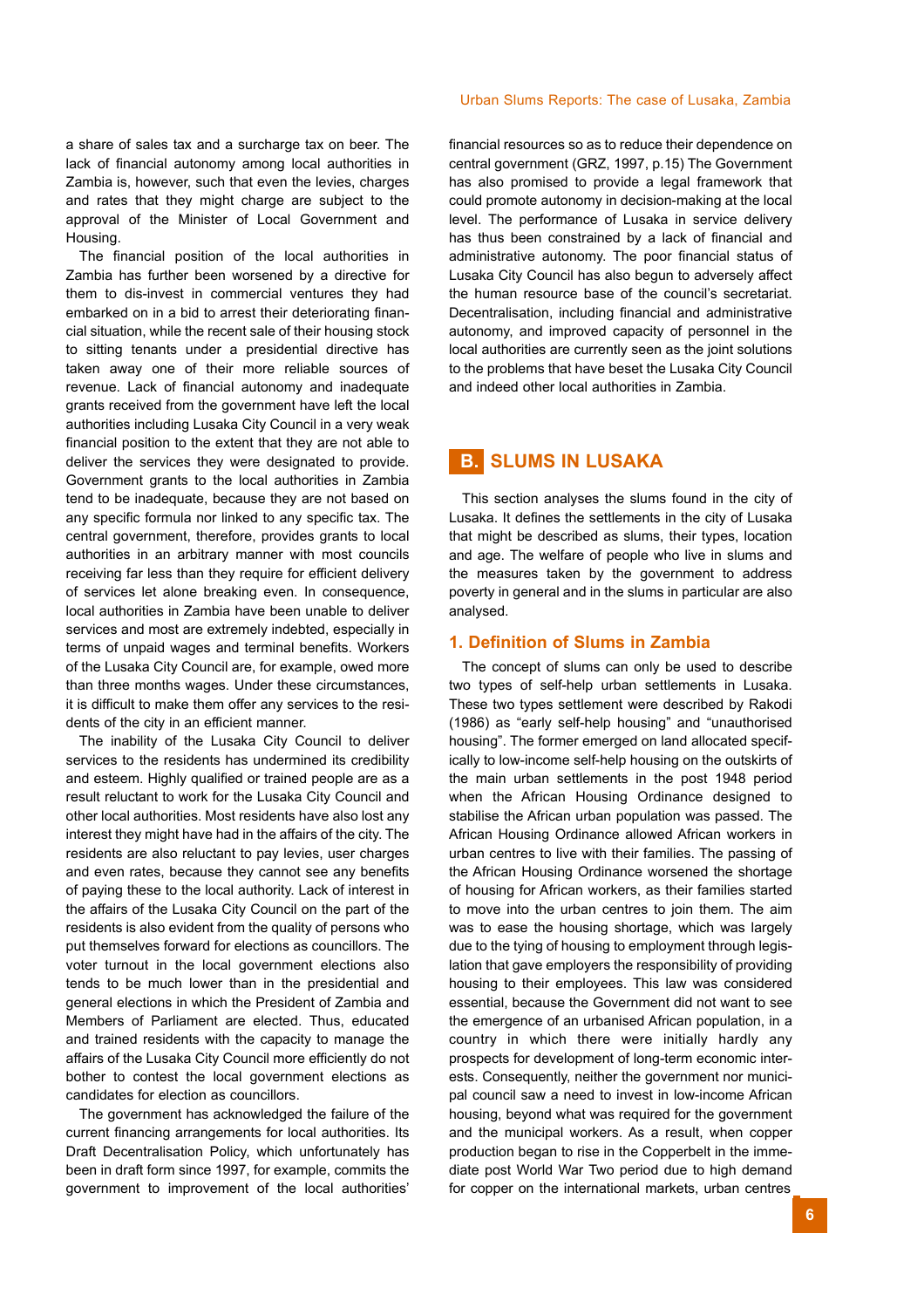a share of sales tax and a surcharge tax on beer. The lack of financial autonomy among local authorities in Zambia is, however, such that even the levies, charges and rates that they might charge are subject to the approval of the Minister of Local Government and Housing.

The financial position of the local authorities in Zambia has further been worsened by a directive for them to dis-invest in commercial ventures they had embarked on in a bid to arrest their deteriorating financial situation, while the recent sale of their housing stock to sitting tenants under a presidential directive has taken away one of their more reliable sources of revenue. Lack of financial autonomy and inadequate grants received from the government have left the local authorities including Lusaka City Council in a very weak financial position to the extent that they are not able to deliver the services they were designated to provide. Government grants to the local authorities in Zambia tend to be inadequate, because they are not based on any specific formula nor linked to any specific tax. The central government, therefore, provides grants to local authorities in an arbitrary manner with most councils receiving far less than they require for efficient delivery of services let alone breaking even. In consequence, local authorities in Zambia have been unable to deliver services and most are extremely indebted, especially in terms of unpaid wages and terminal benefits. Workers of the Lusaka City Council are, for example, owed more than three months wages. Under these circumstances, it is difficult to make them offer any services to the residents of the city in an efficient manner.

The inability of the Lusaka City Council to deliver services to the residents has undermined its credibility and esteem. Highly qualified or trained people are as a result reluctant to work for the Lusaka City Council and other local authorities. Most residents have also lost any interest they might have had in the affairs of the city. The residents are also reluctant to pay levies, user charges and even rates, because they cannot see any benefits of paying these to the local authority. Lack of interest in the affairs of the Lusaka City Council on the part of the residents is also evident from the quality of persons who put themselves forward for elections as councillors. The voter turnout in the local government elections also tends to be much lower than in the presidential and general elections in which the President of Zambia and Members of Parliament are elected. Thus, educated and trained residents with the capacity to manage the affairs of the Lusaka City Council more efficiently do not bother to contest the local government elections as candidates for election as councillors.

The government has acknowledged the failure of the current financing arrangements for local authorities. Its Draft Decentralisation Policy, which unfortunately has been in draft form since 1997, for example, commits the government to improvement of the local authorities' financial resources so as to reduce their dependence on central government (GRZ, 1997, p.15) The Government has also promised to provide a legal framework that could promote autonomy in decision-making at the local level. The performance of Lusaka in service delivery has thus been constrained by a lack of financial and administrative autonomy. The poor financial status of Lusaka City Council has also begun to adversely affect the human resource base of the council's secretariat. Decentralisation, including financial and administrative autonomy, and improved capacity of personnel in the local authorities are currently seen as the joint solutions to the problems that have beset the Lusaka City Council and indeed other local authorities in Zambia.

## B. SLUMS IN LUSAKA

This section analyses the slums found in the city of Lusaka. It defines the settlements in the city of Lusaka that might be described as slums, their types, location and age. The welfare of people who live in slums and the measures taken by the government to address poverty in general and in the slums in particular are also analysed.

### 1. Definition of Slums in Zambia

The concept of slums can only be used to describe two types of self-help urban settlements in Lusaka. These two types settlement were described by Rakodi (1986) as "early self-help housing" and "unauthorised housing". The former emerged on land allocated specifically to low-income self-help housing on the outskirts of the main urban settlements in the post 1948 period when the African Housing Ordinance designed to stabilise the African urban population was passed. The African Housing Ordinance allowed African workers in urban centres to live with their families. The passing of the African Housing Ordinance worsened the shortage of housing for African workers, as their families started to move into the urban centres to join them. The aim was to ease the housing shortage, which was largely due to the tying of housing to employment through legislation that gave employers the responsibility of providing housing to their employees. This law was considered essential, because the Government did not want to see the emergence of an urbanised African population, in a country in which there were initially hardly any prospects for development of long-term economic interests. Consequently, neither the government nor municipal council saw a need to invest in low-income African housing, beyond what was required for the government and the municipal workers. As a result, when copper production began to rise in the Copperbelt in the immediate post World War Two period due to high demand for copper on the international markets, urban centres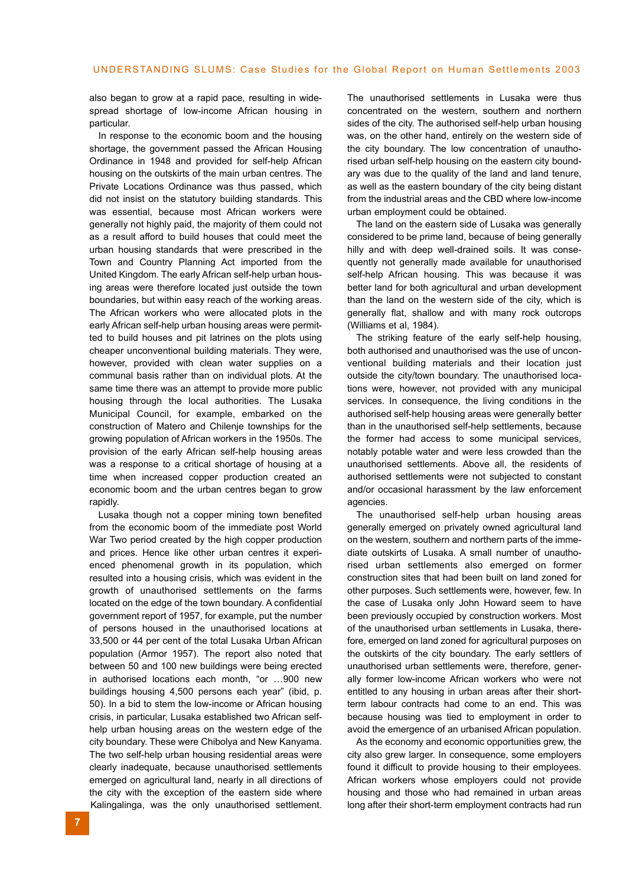also began to grow at a rapid pace, resulting in widespread shortage of low-income African housing in particular.

In response to the economic boom and the housing shortage, the government passed the African Housing Ordinance in 1948 and provided for self-help African housing on the outskirts of the main urban centres. The Private Locations Ordinance was thus passed, which did not insist on the statutory building standards. This was essential, because most African workers were generally not highly paid, the majority of them could not as a result afford to build houses that could meet the urban housing standards that were prescribed in the Town and Country Planning Act imported from the United Kingdom. The early African self-help urban housing areas were therefore located just outside the town boundaries, but within easy reach of the working areas. The African workers who were allocated plots in the early African self-help urban housing areas were permitted to build houses and pit latrines on the plots using cheaper unconventional building materials. They were, however, provided with clean water supplies on a communal basis rather than on individual plots. At the same time there was an attempt to provide more public housing through the local authorities. The Lusaka Municipal Council, for example, embarked on the construction of Matero and Chilenje townships for the growing population of African workers in the 1950s. The provision of the early African self-help housing areas was a response to a critical shortage of housing at a time when increased copper production created an economic boom and the urban centres began to grow rapidly.

Lusaka though not a copper mining town benefited from the economic boom of the immediate post World War Two period created by the high copper production and prices. Hence like other urban centres it experienced phenomenal growth in its population, which resulted into a housing crisis, which was evident in the growth of unauthorised settlements on the farms located on the edge of the town boundary. A confidential government report of 1957, for example, put the number of persons housed in the unauthorised locations at 33,500 or 44 per cent of the total Lusaka Urban African population (Armor 1957). The report also noted that between 50 and 100 new buildings were being erected in authorised locations each month, "or …900 new buildings housing 4,500 persons each year" (ibid, p. 50). In a bid to stem the low-income or African housing crisis, in particular, Lusaka established two African self-help urban housing areas on the western edge of the city boundary. These were Chibolya and New Kanyama. The two self-help urban housing residential areas were clearly inadequate, because unauthorised settlements emerged on agricultural land, nearly in all directions of the city with the exception of the eastern side where Kalingalinga, was the only unauthorised settlement. The unauthorised settlements in Lusaka were thus concentrated on the western, southern and northern sides of the city. The authorised self-help urban housing was, on the other hand, entirely on the western side of the city boundary. The low concentration of unauthorised urban self-help housing on the eastern city boundary was due to the quality of the land and land tenure, as well as the eastern boundary of the city being distant from the industrial areas and the CBD where low-income urban employment could be obtained.

The land on the eastern side of Lusaka was generally considered to be prime land, because of being generally hilly and with deep well-drained soils. It was consequently not generally made available for unauthorised self-help African housing. This was because it was better land for both agricultural and urban development than the land on the western side of the city, which is generally flat, shallow and with many rock outcrops (Williams et al, 1984).

The striking feature of the early self-help housing, both authorised and unauthorised was the use of unconventional building materials and their location just outside the city/town boundary. The unauthorised locations were, however, not provided with any municipal services. In consequence, the living conditions in the authorised self-help housing areas were generally better than in the unauthorised self-help settlements, because the former had access to some municipal services, notably potable water and were less crowded than the unauthorised settlements. Above all, the residents of authorised settlements were not subjected to constant and/or occasional harassment by the law enforcement agencies.

The unauthorised self-help urban housing areas generally emerged on privately owned agricultural land on the western, southern and northern parts of the immediate outskirts of Lusaka. A small number of unauthorised urban settlements also emerged on former construction sites that had been built on land zoned for other purposes. Such settlements were, however, few. In the case of Lusaka only John Howard seem to have been previously occupied by construction workers. Most of the unauthorised urban settlements in Lusaka, therefore, emerged on land zoned for agricultural purposes on the outskirts of the city boundary. The early settlers of unauthorised urban settlements were, therefore, generally former low-income African workers who were not entitled to any housing in urban areas after their short-term labour contracts had come to an end. This was because housing was tied to employment in order to avoid the emergence of an urbanised African population.

As the economy and economic opportunities grew, the city also grew larger. In consequence, some employers found it difficult to provide housing to their employees. African workers whose employers could not provide housing and those who had remained in urban areas long after their short-term employment contracts had run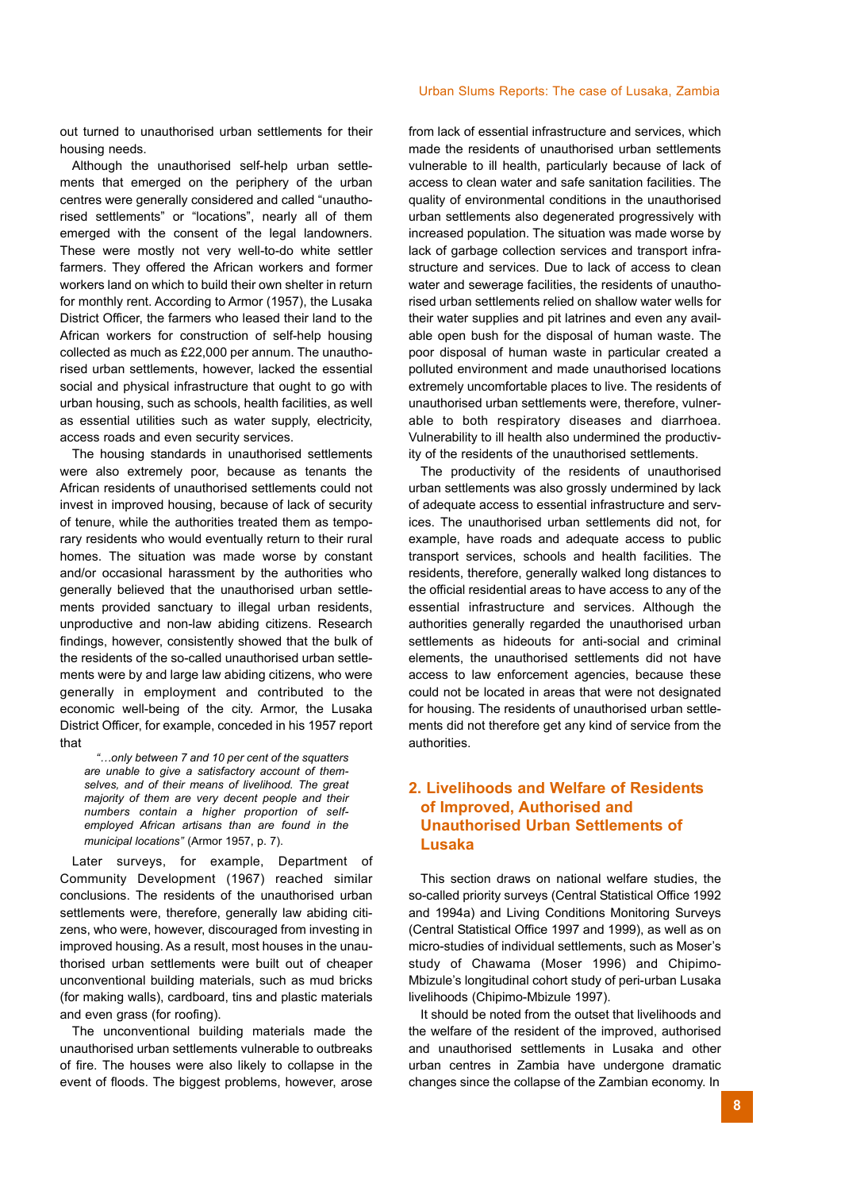out turned to unauthorised urban settlements for their housing needs.

Although the unauthorised self-help urban settlements that emerged on the periphery of the urban centres were generally considered and called "unauthorised settlements" or "locations", nearly all of them emerged with the consent of the legal landowners. These were mostly not very well-to-do white settler farmers. They offered the African workers and former workers land on which to build their own shelter in return for monthly rent. According to Armor (1957), the Lusaka District Officer, the farmers who leased their land to the African workers for construction of self-help housing collected as much as £22,000 per annum. The unauthorised urban settlements, however, lacked the essential social and physical infrastructure that ought to go with urban housing, such as schools, health facilities, as well as essential utilities such as water supply, electricity, access roads and even security services.

The housing standards in unauthorised settlements were also extremely poor, because as tenants the African residents of unauthorised settlements could not invest in improved housing, because of lack of security of tenure, while the authorities treated them as temporary residents who would eventually return to their rural homes. The situation was made worse by constant and/or occasional harassment by the authorities who generally believed that the unauthorised urban settlements provided sanctuary to illegal urban residents, unproductive and non-law abiding citizens. Research findings, however, consistently showed that the bulk of the residents of the so-called unauthorised urban settlements were by and large law abiding citizens, who were generally in employment and contributed to the economic well-being of the city. Armor, the Lusaka District Officer, for example, conceded in his 1957 report that

> *"…only between 7 and 10 per cent of the squatters are unable to give a satisfactory account of themselves, and of their means of livelihood. The great majority of them are very decent people and their numbers contain a higher proportion of self-employed African artisans than are found in the municipal locations"* (Armor 1957, p. 7).

Later surveys, for example, Department of Community Development (1967) reached similar conclusions. The residents of the unauthorised urban settlements were, therefore, generally law abiding citizens, who were, however, discouraged from investing in improved housing. As a result, most houses in the unauthorised urban settlements were built out of cheaper unconventional building materials, such as mud bricks (for making walls), cardboard, tins and plastic materials and even grass (for roofing).

The unconventional building materials made the unauthorised urban settlements vulnerable to outbreaks of fire. The houses were also likely to collapse in the event of floods. The biggest problems, however, arose from lack of essential infrastructure and services, which made the residents of unauthorised urban settlements vulnerable to ill health, particularly because of lack of access to clean water and safe sanitation facilities. The quality of environmental conditions in the unauthorised urban settlements also degenerated progressively with increased population. The situation was made worse by lack of garbage collection services and transport infrastructure and services. Due to lack of access to clean water and sewerage facilities, the residents of unauthorised urban settlements relied on shallow water wells for their water supplies and pit latrines and even any available open bush for the disposal of human waste. The poor disposal of human waste in particular created a polluted environment and made unauthorised locations extremely uncomfortable places to live. The residents of unauthorised urban settlements were, therefore, vulnerable to both respiratory diseases and diarrhoea. Vulnerability to ill health also undermined the productivity of the residents of the unauthorised settlements.

The productivity of the residents of unauthorised urban settlements was also grossly undermined by lack of adequate access to essential infrastructure and services. The unauthorised urban settlements did not, for example, have roads and adequate access to public transport services, schools and health facilities. The residents, therefore, generally walked long distances to the official residential areas to have access to any of the essential infrastructure and services. Although the authorities generally regarded the unauthorised urban settlements as hideouts for anti-social and criminal elements, the unauthorised settlements did not have access to law enforcement agencies, because these could not be located in areas that were not designated for housing. The residents of unauthorised urban settlements did not therefore get any kind of service from the authorities.

## 2. Livelihoods and Welfare of Residents of Improved, Authorised and Unauthorised Urban Settlements of Lusaka

This section draws on national welfare studies, the so-called priority surveys (Central Statistical Office 1992 and 1994a) and Living Conditions Monitoring Surveys (Central Statistical Office 1997 and 1999), as well as on micro-studies of individual settlements, such as Moser's study of Chawama (Moser 1996) and Chipimo-Mbizule's longitudinal cohort study of peri-urban Lusaka livelihoods (Chipimo-Mbizule 1997).

It should be noted from the outset that livelihoods and the welfare of the resident of the improved, authorised and unauthorised settlements in Lusaka and other urban centres in Zambia have undergone dramatic changes since the collapse of the Zambian economy. In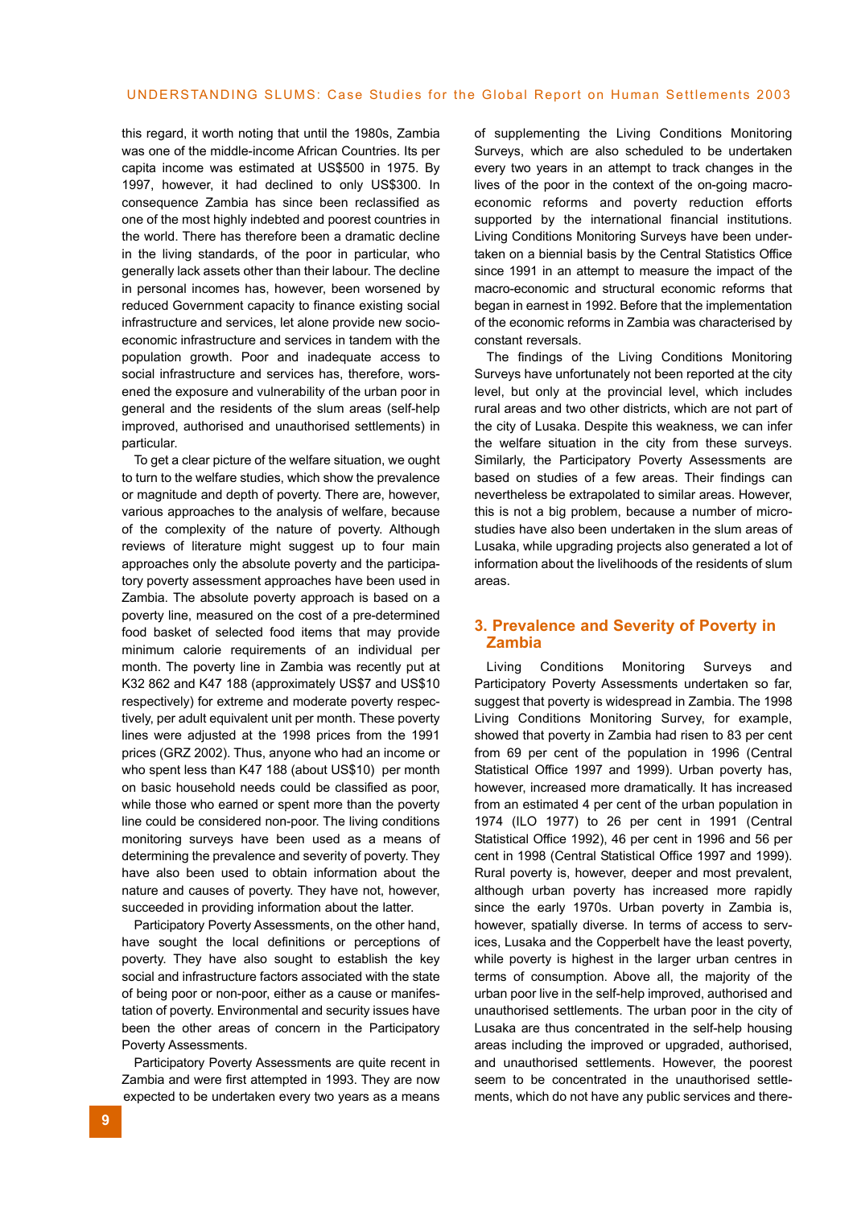this regard, it worth noting that until the 1980s, Zambia was one of the middle-income African Countries. Its per capita income was estimated at US$500 in 1975. By 1997, however, it had declined to only US$300. In consequence Zambia has since been reclassified as one of the most highly indebted and poorest countries in the world. There has therefore been a dramatic decline in the living standards, of the poor in particular, who generally lack assets other than their labour. The decline in personal incomes has, however, been worsened by reduced Government capacity to finance existing social infrastructure and services, let alone provide new socio-economic infrastructure and services in tandem with the population growth. Poor and inadequate access to social infrastructure and services has, therefore, worsened the exposure and vulnerability of the urban poor in general and the residents of the slum areas (self-help improved, authorised and unauthorised settlements) in particular.

To get a clear picture of the welfare situation, we ought to turn to the welfare studies, which show the prevalence or magnitude and depth of poverty. There are, however, various approaches to the analysis of welfare, because of the complexity of the nature of poverty. Although reviews of literature might suggest up to four main approaches only the absolute poverty and the participatory poverty assessment approaches have been used in Zambia. The absolute poverty approach is based on a poverty line, measured on the cost of a pre-determined food basket of selected food items that may provide minimum calorie requirements of an individual per month. The poverty line in Zambia was recently put at K32 862 and K47 188 (approximately US$7 and US$10 respectively) for extreme and moderate poverty respectively, per adult equivalent unit per month. These poverty lines were adjusted at the 1998 prices from the 1991 prices (GRZ 2002). Thus, anyone who had an income or who spent less than K47 188 (about US$10) per month on basic household needs could be classified as poor, while those who earned or spent more than the poverty line could be considered non-poor. The living conditions monitoring surveys have been used as a means of determining the prevalence and severity of poverty. They have also been used to obtain information about the nature and causes of poverty. They have not, however, succeeded in providing information about the latter.

Participatory Poverty Assessments, on the other hand, have sought the local definitions or perceptions of poverty. They have also sought to establish the key social and infrastructure factors associated with the state of being poor or non-poor, either as a cause or manifestation of poverty. Environmental and security issues have been the other areas of concern in the Participatory Poverty Assessments.

Participatory Poverty Assessments are quite recent in Zambia and were first attempted in 1993. They are now expected to be undertaken every two years as a means of supplementing the Living Conditions Monitoring Surveys, which are also scheduled to be undertaken every two years in an attempt to track changes in the lives of the poor in the context of the on-going macro-economic reforms and poverty reduction efforts supported by the international financial institutions. Living Conditions Monitoring Surveys have been undertaken on a biennial basis by the Central Statistics Office since 1991 in an attempt to measure the impact of the macro-economic and structural economic reforms that began in earnest in 1992. Before that the implementation of the economic reforms in Zambia was characterised by constant reversals.

The findings of the Living Conditions Monitoring Surveys have unfortunately not been reported at the city level, but only at the provincial level, which includes rural areas and two other districts, which are not part of the city of Lusaka. Despite this weakness, we can infer the welfare situation in the city from these surveys. Similarly, the Participatory Poverty Assessments are based on studies of a few areas. Their findings can nevertheless be extrapolated to similar areas. However, this is not a big problem, because a number of micro-studies have also been undertaken in the slum areas of Lusaka, while upgrading projects also generated a lot of information about the livelihoods of the residents of slum areas.

## 3. Prevalence and Severity of Poverty in Zambia

Living Conditions Monitoring Surveys and Participatory Poverty Assessments undertaken so far, suggest that poverty is widespread in Zambia. The 1998 Living Conditions Monitoring Survey, for example, showed that poverty in Zambia had risen to 83 per cent from 69 per cent of the population in 1996 (Central Statistical Office 1997 and 1999). Urban poverty has, however, increased more dramatically. It has increased from an estimated 4 per cent of the urban population in 1974 (ILO 1977) to 26 per cent in 1991 (Central Statistical Office 1992), 46 per cent in 1996 and 56 per cent in 1998 (Central Statistical Office 1997 and 1999). Rural poverty is, however, deeper and most prevalent, although urban poverty has increased more rapidly since the early 1970s. Urban poverty in Zambia is, however, spatially diverse. In terms of access to services, Lusaka and the Copperbelt have the least poverty, while poverty is highest in the larger urban centres in terms of consumption. Above all, the majority of the urban poor live in the self-help improved, authorised and unauthorised settlements. The urban poor in the city of Lusaka are thus concentrated in the self-help housing areas including the improved or upgraded, authorised, and unauthorised settlements. However, the poorest seem to be concentrated in the unauthorised settlements, which do not have any public services and there-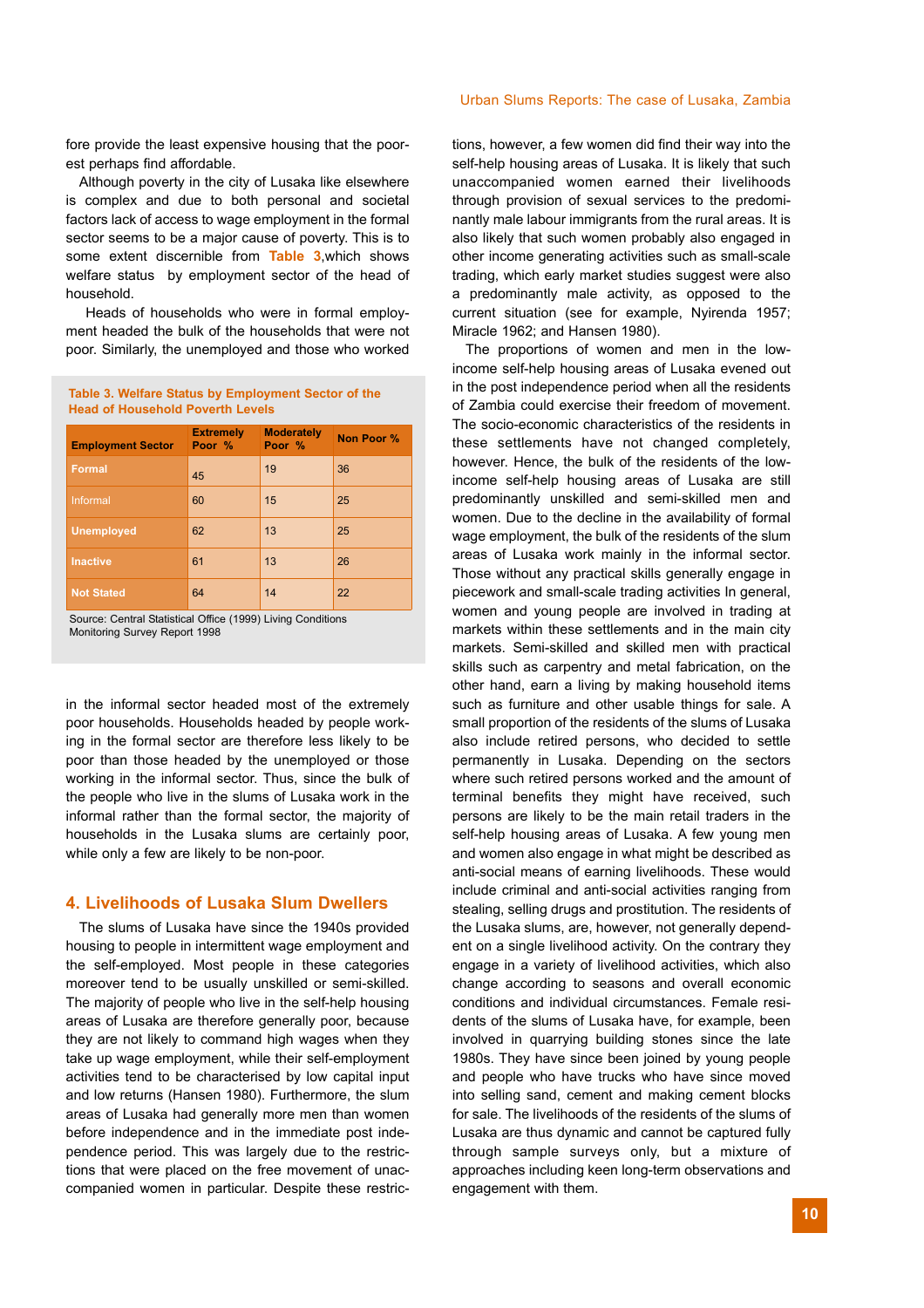fore provide the least expensive housing that the poorest perhaps find affordable.

Although poverty in the city of Lusaka like elsewhere is complex and due to both personal and societal factors lack of access to wage employment in the formal sector seems to be a major cause of poverty. This is to some extent discernible from **Table 3**,which shows welfare status by employment sector of the head of household.

Heads of households who were in formal employment headed the bulk of the households that were not poor. Similarly, the unemployed and those who worked in the informal sector headed most of the extremely poor households. Households headed by people working in the formal sector are therefore less likely to be poor than those headed by the unemployed or those working in the informal sector. Thus, since the bulk of the people who live in the slums of Lusaka work in the informal rather than the formal sector, the majority of households in the Lusaka slums are certainly poor, while only a few are likely to be non-poor.

**Table 3. Welfare Status by Employment Sector of the Head of Household Poverth Levels**

| Employment Sector | Extremely Poor % | Moderately Poor % | Non Poor % |
|---|---|---|---|
| Formal | 45 | 19 | 36 |
| Informal | 60 | 15 | 25 |
| Unemployed | 62 | 13 | 25 |
| Inactive | 61 | 13 | 26 |
| Not Stated | 64 | 14 | 22 |

Source: Central Statistical Office (1999) Living Conditions Monitoring Survey Report 1998

## 4. Livelihoods of Lusaka Slum Dwellers

The slums of Lusaka have since the 1940s provided housing to people in intermittent wage employment and the self-employed. Most people in these categories moreover tend to be usually unskilled or semi-skilled. The majority of people who live in the self-help housing areas of Lusaka are therefore generally poor, because they are not likely to command high wages when they take up wage employment, while their self-employment activities tend to be characterised by low capital input and low returns (Hansen 1980). Furthermore, the slum areas of Lusaka had generally more men than women before independence and in the immediate post independence period. This was largely due to the restrictions that were placed on the free movement of unaccompanied women in particular. Despite these restrictions, however, a few women did find their way into the self-help housing areas of Lusaka. It is likely that such unaccompanied women earned their livelihoods through provision of sexual services to the predominantly male labour immigrants from the rural areas. It is also likely that such women probably also engaged in other income generating activities such as small-scale trading, which early market studies suggest were also a predominantly male activity, as opposed to the current situation (see for example, Nyirenda 1957; Miracle 1962; and Hansen 1980).

The proportions of women and men in the low-income self-help housing areas of Lusaka evened out in the post independence period when all the residents of Zambia could exercise their freedom of movement. The socio-economic characteristics of the residents in these settlements have not changed completely, however. Hence, the bulk of the residents of the low-income self-help housing areas of Lusaka are still predominantly unskilled and semi-skilled men and women. Due to the decline in the availability of formal wage employment, the bulk of the residents of the slum areas of Lusaka work mainly in the informal sector. Those without any practical skills generally engage in piecework and small-scale trading activities In general, women and young people are involved in trading at markets within these settlements and in the main city markets. Semi-skilled and skilled men with practical skills such as carpentry and metal fabrication, on the other hand, earn a living by making household items such as furniture and other usable things for sale. A small proportion of the residents of the slums of Lusaka also include retired persons, who decided to settle permanently in Lusaka. Depending on the sectors where such retired persons worked and the amount of terminal benefits they might have received, such persons are likely to be the main retail traders in the self-help housing areas of Lusaka. A few young men and women also engage in what might be described as anti-social means of earning livelihoods. These would include criminal and anti-social activities ranging from stealing, selling drugs and prostitution. The residents of the Lusaka slums, are, however, not generally dependent on a single livelihood activity. On the contrary they engage in a variety of livelihood activities, which also change according to seasons and overall economic conditions and individual circumstances. Female residents of the slums of Lusaka have, for example, been involved in quarrying building stones since the late 1980s. They have since been joined by young people and people who have trucks who have since moved into selling sand, cement and making cement blocks for sale. The livelihoods of the residents of the slums of Lusaka are thus dynamic and cannot be captured fully through sample surveys only, but a mixture of approaches including keen long-term observations and engagement with them.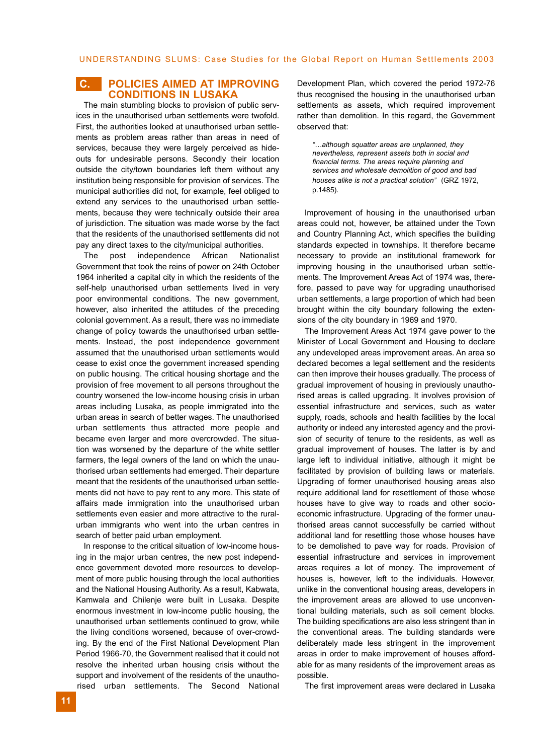## C. POLICIES AIMED AT IMPROVING CONDITIONS IN LUSAKA

The main stumbling blocks to provision of public services in the unauthorised urban settlements were twofold. First, the authorities looked at unauthorised urban settlements as problem areas rather than areas in need of services, because they were largely perceived as hideouts for undesirable persons. Secondly their location outside the city/town boundaries left them without any institution being responsible for provision of services. The municipal authorities did not, for example, feel obliged to extend any services to the unauthorised urban settlements, because they were technically outside their area of jurisdiction. The situation was made worse by the fact that the residents of the unauthorised settlements did not pay any direct taxes to the city/municipal authorities.

The post independence African Nationalist Government that took the reins of power on 24th October 1964 inherited a capital city in which the residents of the self-help unauthorised urban settlements lived in very poor environmental conditions. The new government, however, also inherited the attitudes of the preceding colonial government. As a result, there was no immediate change of policy towards the unauthorised urban settlements. Instead, the post independence government assumed that the unauthorised urban settlements would cease to exist once the government increased spending on public housing. The critical housing shortage and the provision of free movement to all persons throughout the country worsened the low-income housing crisis in urban areas including Lusaka, as people immigrated into the urban areas in search of better wages. The unauthorised urban settlements thus attracted more people and became even larger and more overcrowded. The situation was worsened by the departure of the white settler farmers, the legal owners of the land on which the unauthorised urban settlements had emerged. Their departure meant that the residents of the unauthorised urban settlements did not have to pay rent to any more. This state of affairs made immigration into the unauthorised urban settlements even easier and more attractive to the rural-urban immigrants who went into the urban centres in search of better paid urban employment.

In response to the critical situation of low-income housing in the major urban centres, the new post independence government devoted more resources to development of more public housing through the local authorities and the National Housing Authority. As a result, Kabwata, Kamwala and Chilenje were built in Lusaka. Despite enormous investment in low-income public housing, the unauthorised urban settlements continued to grow, while the living conditions worsened, because of over-crowding. By the end of the First National Development Plan Period 1966-70, the Government realised that it could not resolve the inherited urban housing crisis without the support and involvement of the residents of the unauthorised urban settlements. The Second National Development Plan, which covered the period 1972-76 thus recognised the housing in the unauthorised urban settlements as assets, which required improvement rather than demolition. In this regard, the Government observed that:

> *"…although squatter areas are unplanned, they nevertheless, represent assets both in social and financial terms. The areas require planning and services and wholesale demolition of good and bad houses alike is not a practical solution"* (GRZ 1972, p.1485).

Improvement of housing in the unauthorised urban areas could not, however, be attained under the Town and Country Planning Act, which specifies the building standards expected in townships. It therefore became necessary to provide an institutional framework for improving housing in the unauthorised urban settlements. The Improvement Areas Act of 1974 was, therefore, passed to pave way for upgrading unauthorised urban settlements, a large proportion of which had been brought within the city boundary following the extensions of the city boundary in 1969 and 1970.

The Improvement Areas Act 1974 gave power to the Minister of Local Government and Housing to declare any undeveloped areas improvement areas. An area so declared becomes a legal settlement and the residents can then improve their houses gradually. The process of gradual improvement of housing in previously unauthorised areas is called upgrading. It involves provision of essential infrastructure and services, such as water supply, roads, schools and health facilities by the local authority or indeed any interested agency and the provision of security of tenure to the residents, as well as gradual improvement of houses. The latter is by and large left to individual initiative, although it might be facilitated by provision of building laws or materials. Upgrading of former unauthorised housing areas also require additional land for resettlement of those whose houses have to give way to roads and other socio-economic infrastructure. Upgrading of the former unauthorised areas cannot successfully be carried without additional land for resettling those whose houses have to be demolished to pave way for roads. Provision of essential infrastructure and services in improvement areas requires a lot of money. The improvement of houses is, however, left to the individuals. However, unlike in the conventional housing areas, developers in the improvement areas are allowed to use unconventional building materials, such as soil cement blocks. The building specifications are also less stringent than in the conventional areas. The building standards were deliberately made less stringent in the improvement areas in order to make improvement of houses affordable for as many residents of the improvement areas as possible.

The first improvement areas were declared in Lusaka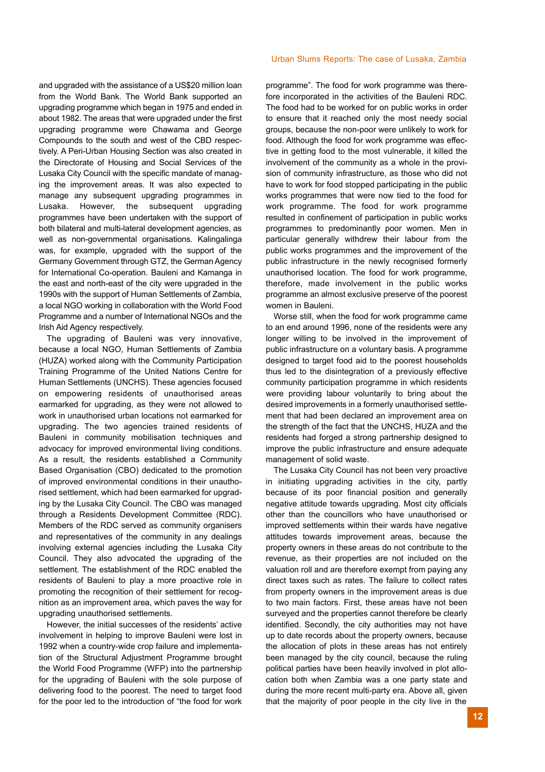and upgraded with the assistance of a US$20 million loan from the World Bank. The World Bank supported an upgrading programme which began in 1975 and ended in about 1982. The areas that were upgraded under the first upgrading programme were Chawama and George Compounds to the south and west of the CBD respectively. A Peri-Urban Housing Section was also created in the Directorate of Housing and Social Services of the Lusaka City Council with the specific mandate of managing the improvement areas. It was also expected to manage any subsequent upgrading programmes in Lusaka. However, the subsequent upgrading programmes have been undertaken with the support of both bilateral and multi-lateral development agencies, as well as non-governmental organisations. Kalingalinga was, for example, upgraded with the support of the Germany Government through GTZ, the German Agency for International Co-operation. Bauleni and Kamanga in the east and north-east of the city were upgraded in the 1990s with the support of Human Settlements of Zambia, a local NGO working in collaboration with the World Food Programme and a number of International NGOs and the Irish Aid Agency respectively.

The upgrading of Bauleni was very innovative, because a local NGO, Human Settlements of Zambia (HUZA) worked along with the Community Participation Training Programme of the United Nations Centre for Human Settlements (UNCHS). These agencies focused on empowering residents of unauthorised areas earmarked for upgrading, as they were not allowed to work in unauthorised urban locations not earmarked for upgrading. The two agencies trained residents of Bauleni in community mobilisation techniques and advocacy for improved environmental living conditions. As a result, the residents established a Community Based Organisation (CBO) dedicated to the promotion of improved environmental conditions in their unauthorised settlement, which had been earmarked for upgrading by the Lusaka City Council. The CBO was managed through a Residents Development Committee (RDC). Members of the RDC served as community organisers and representatives of the community in any dealings involving external agencies including the Lusaka City Council. They also advocated the upgrading of the settlement. The establishment of the RDC enabled the residents of Bauleni to play a more proactive role in promoting the recognition of their settlement for recognition as an improvement area, which paves the way for upgrading unauthorised settlements.

However, the initial successes of the residents' active involvement in helping to improve Bauleni were lost in 1992 when a country-wide crop failure and implementation of the Structural Adjustment Programme brought the World Food Programme (WFP) into the partnership for the upgrading of Bauleni with the sole purpose of delivering food to the poorest. The need to target food for the poor led to the introduction of "the food for work programme". The food for work programme was therefore incorporated in the activities of the Bauleni RDC. The food had to be worked for on public works in order to ensure that it reached only the most needy social groups, because the non-poor were unlikely to work for food. Although the food for work programme was effective in getting food to the most vulnerable, it killed the involvement of the community as a whole in the provision of community infrastructure, as those who did not have to work for food stopped participating in the public works programmes that were now tied to the food for work programme. The food for work programme resulted in confinement of participation in public works programmes to predominantly poor women. Men in particular generally withdrew their labour from the public works programmes and the improvement of the public infrastructure in the newly recognised formerly unauthorised location. The food for work programme, therefore, made involvement in the public works programme an almost exclusive preserve of the poorest women in Bauleni.

Worse still, when the food for work programme came to an end around 1996, none of the residents were any longer willing to be involved in the improvement of public infrastructure on a voluntary basis. A programme designed to target food aid to the poorest households thus led to the disintegration of a previously effective community participation programme in which residents were providing labour voluntarily to bring about the desired improvements in a formerly unauthorised settlement that had been declared an improvement area on the strength of the fact that the UNCHS, HUZA and the residents had forged a strong partnership designed to improve the public infrastructure and ensure adequate management of solid waste.

The Lusaka City Council has not been very proactive in initiating upgrading activities in the city, partly because of its poor financial position and generally negative attitude towards upgrading. Most city officials other than the councillors who have unauthorised or improved settlements within their wards have negative attitudes towards improvement areas, because the property owners in these areas do not contribute to the revenue, as their properties are not included on the valuation roll and are therefore exempt from paying any direct taxes such as rates. The failure to collect rates from property owners in the improvement areas is due to two main factors. First, these areas have not been surveyed and the properties cannot therefore be clearly identified. Secondly, the city authorities may not have up to date records about the property owners, because the allocation of plots in these areas has not entirely been managed by the city council, because the ruling political parties have been heavily involved in plot allocation both when Zambia was a one party state and during the more recent multi-party era. Above all, given that the majority of poor people in the city live in the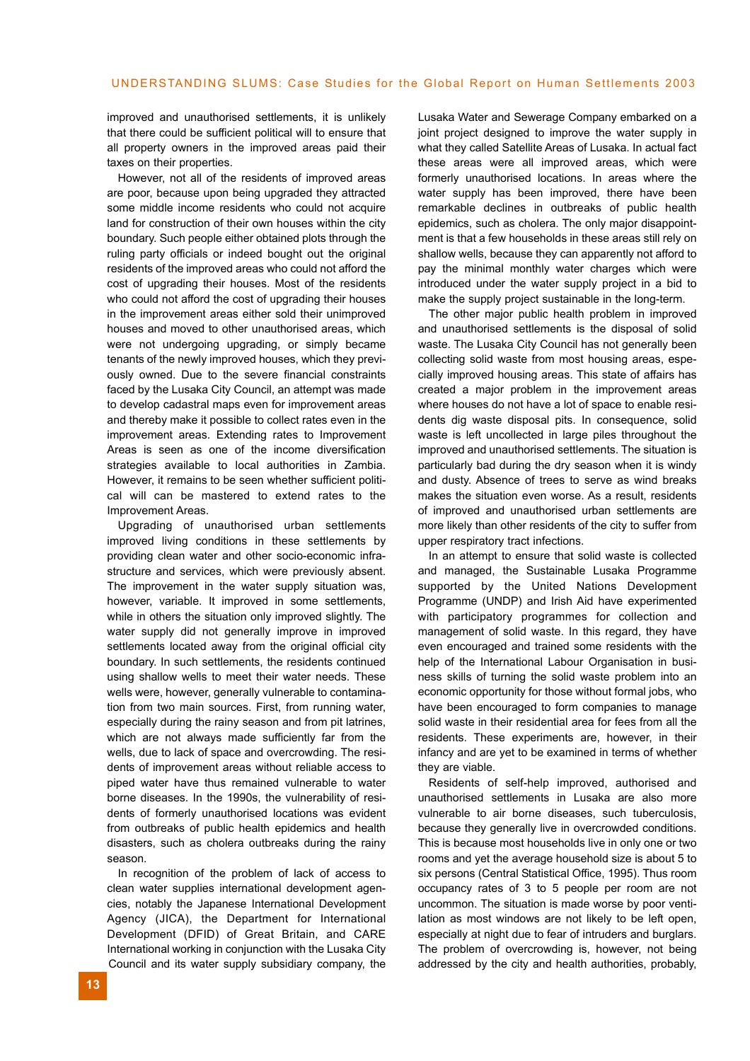improved and unauthorised settlements, it is unlikely that there could be sufficient political will to ensure that all property owners in the improved areas paid their taxes on their properties.

However, not all of the residents of improved areas are poor, because upon being upgraded they attracted some middle income residents who could not acquire land for construction of their own houses within the city boundary. Such people either obtained plots through the ruling party officials or indeed bought out the original residents of the improved areas who could not afford the cost of upgrading their houses. Most of the residents who could not afford the cost of upgrading their houses in the improvement areas either sold their unimproved houses and moved to other unauthorised areas, which were not undergoing upgrading, or simply became tenants of the newly improved houses, which they previously owned. Due to the severe financial constraints faced by the Lusaka City Council, an attempt was made to develop cadastral maps even for improvement areas and thereby make it possible to collect rates even in the improvement areas. Extending rates to Improvement Areas is seen as one of the income diversification strategies available to local authorities in Zambia. However, it remains to be seen whether sufficient political will can be mastered to extend rates to the Improvement Areas.

Upgrading of unauthorised urban settlements improved living conditions in these settlements by providing clean water and other socio-economic infrastructure and services, which were previously absent. The improvement in the water supply situation was, however, variable. It improved in some settlements, while in others the situation only improved slightly. The water supply did not generally improve in improved settlements located away from the original official city boundary. In such settlements, the residents continued using shallow wells to meet their water needs. These wells were, however, generally vulnerable to contamination from two main sources. First, from running water, especially during the rainy season and from pit latrines, which are not always made sufficiently far from the wells, due to lack of space and overcrowding. The residents of improvement areas without reliable access to piped water have thus remained vulnerable to water borne diseases. In the 1990s, the vulnerability of residents of formerly unauthorised locations was evident from outbreaks of public health epidemics and health disasters, such as cholera outbreaks during the rainy season.

In recognition of the problem of lack of access to clean water supplies international development agencies, notably the Japanese International Development Agency (JICA), the Department for International Development (DFID) of Great Britain, and CARE International working in conjunction with the Lusaka City Council and its water supply subsidiary company, the Lusaka Water and Sewerage Company embarked on a joint project designed to improve the water supply in what they called Satellite Areas of Lusaka. In actual fact these areas were all improved areas, which were formerly unauthorised locations. In areas where the water supply has been improved, there have been remarkable declines in outbreaks of public health epidemics, such as cholera. The only major disappointment is that a few households in these areas still rely on shallow wells, because they can apparently not afford to pay the minimal monthly water charges which were introduced under the water supply project in a bid to make the supply project sustainable in the long-term.

The other major public health problem in improved and unauthorised settlements is the disposal of solid waste. The Lusaka City Council has not generally been collecting solid waste from most housing areas, especially improved housing areas. This state of affairs has created a major problem in the improvement areas where houses do not have a lot of space to enable residents dig waste disposal pits. In consequence, solid waste is left uncollected in large piles throughout the improved and unauthorised settlements. The situation is particularly bad during the dry season when it is windy and dusty. Absence of trees to serve as wind breaks makes the situation even worse. As a result, residents of improved and unauthorised urban settlements are more likely than other residents of the city to suffer from upper respiratory tract infections.

In an attempt to ensure that solid waste is collected and managed, the Sustainable Lusaka Programme supported by the United Nations Development Programme (UNDP) and Irish Aid have experimented with participatory programmes for collection and management of solid waste. In this regard, they have even encouraged and trained some residents with the help of the International Labour Organisation in business skills of turning the solid waste problem into an economic opportunity for those without formal jobs, who have been encouraged to form companies to manage solid waste in their residential area for fees from all the residents. These experiments are, however, in their infancy and are yet to be examined in terms of whether they are viable.

Residents of self-help improved, authorised and unauthorised settlements in Lusaka are also more vulnerable to air borne diseases, such tuberculosis, because they generally live in overcrowded conditions. This is because most households live in only one or two rooms and yet the average household size is about 5 to six persons (Central Statistical Office, 1995). Thus room occupancy rates of 3 to 5 people per room are not uncommon. The situation is made worse by poor ventilation as most windows are not likely to be left open, especially at night due to fear of intruders and burglars. The problem of overcrowding is, however, not being addressed by the city and health authorities, probably,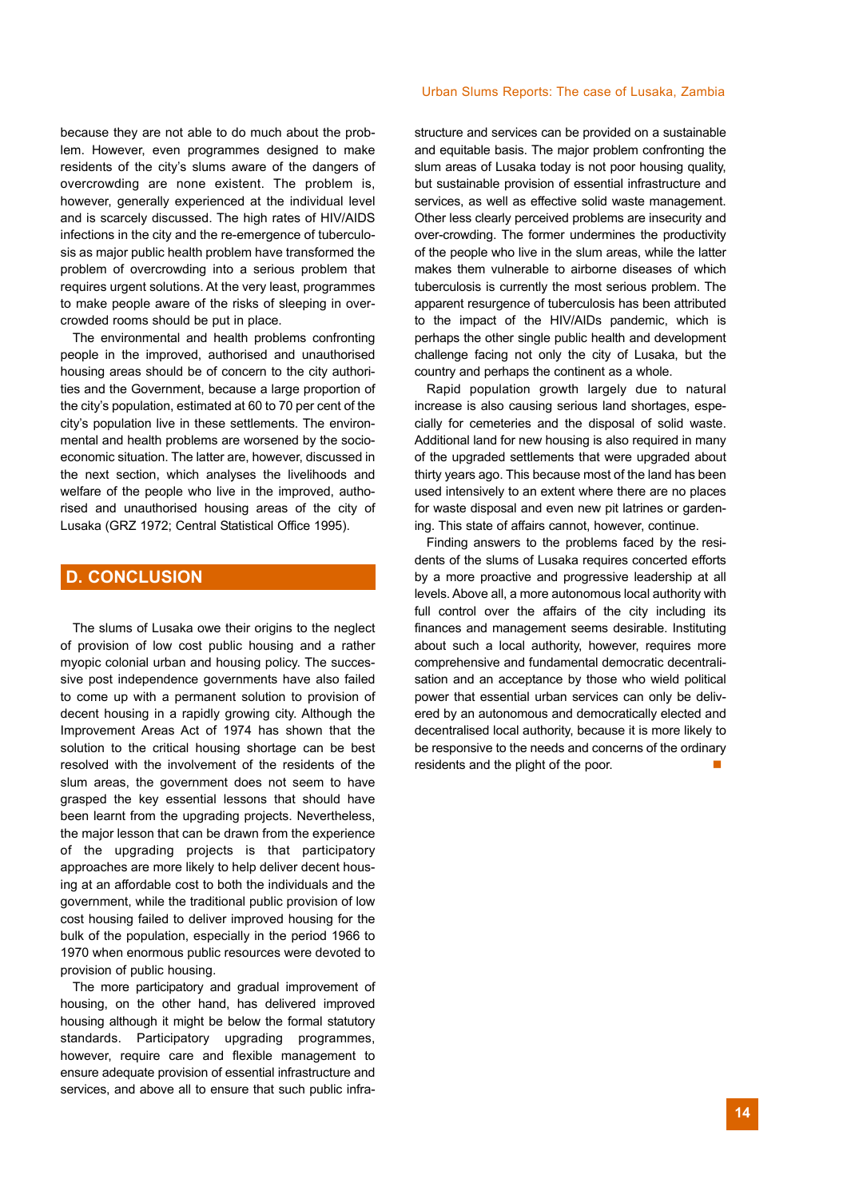because they are not able to do much about the problem. However, even programmes designed to make residents of the city's slums aware of the dangers of overcrowding are none existent. The problem is, however, generally experienced at the individual level and is scarcely discussed. The high rates of HIV/AIDS infections in the city and the re-emergence of tuberculosis as major public health problem have transformed the problem of overcrowding into a serious problem that requires urgent solutions. At the very least, programmes to make people aware of the risks of sleeping in overcrowded rooms should be put in place.

The environmental and health problems confronting people in the improved, authorised and unauthorised housing areas should be of concern to the city authorities and the Government, because a large proportion of the city's population, estimated at 60 to 70 per cent of the city's population live in these settlements. The environmental and health problems are worsened by the socio-economic situation. The latter are, however, discussed in the next section, which analyses the livelihoods and welfare of the people who live in the improved, authorised and unauthorised housing areas of the city of Lusaka (GRZ 1972; Central Statistical Office 1995).

## D. CONCLUSION

The slums of Lusaka owe their origins to the neglect of provision of low cost public housing and a rather myopic colonial urban and housing policy. The successive post independence governments have also failed to come up with a permanent solution to provision of decent housing in a rapidly growing city. Although the Improvement Areas Act of 1974 has shown that the solution to the critical housing shortage can be best resolved with the involvement of the residents of the slum areas, the government does not seem to have grasped the key essential lessons that should have been learnt from the upgrading projects. Nevertheless, the major lesson that can be drawn from the experience of the upgrading projects is that participatory approaches are more likely to help deliver decent housing at an affordable cost to both the individuals and the government, while the traditional public provision of low cost housing failed to deliver improved housing for the bulk of the population, especially in the period 1966 to 1970 when enormous public resources were devoted to provision of public housing.

The more participatory and gradual improvement of housing, on the other hand, has delivered improved housing although it might be below the formal statutory standards. Participatory upgrading programmes, however, require care and flexible management to ensure adequate provision of essential infrastructure and services, and above all to ensure that such public infrastructure and services can be provided on a sustainable and equitable basis. The major problem confronting the slum areas of Lusaka today is not poor housing quality, but sustainable provision of essential infrastructure and services, as well as effective solid waste management. Other less clearly perceived problems are insecurity and over-crowding. The former undermines the productivity of the people who live in the slum areas, while the latter makes them vulnerable to airborne diseases of which tuberculosis is currently the most serious problem. The apparent resurgence of tuberculosis has been attributed to the impact of the HIV/AIDs pandemic, which is perhaps the other single public health and development challenge facing not only the city of Lusaka, but the country and perhaps the continent as a whole.

Rapid population growth largely due to natural increase is also causing serious land shortages, especially for cemeteries and the disposal of solid waste. Additional land for new housing is also required in many of the upgraded settlements that were upgraded about thirty years ago. This because most of the land has been used intensively to an extent where there are no places for waste disposal and even new pit latrines or gardening. This state of affairs cannot, however, continue.

Finding answers to the problems faced by the residents of the slums of Lusaka requires concerted efforts by a more proactive and progressive leadership at all levels. Above all, a more autonomous local authority with full control over the affairs of the city including its finances and management seems desirable. Instituting about such a local authority, however, requires more comprehensive and fundamental democratic decentralisation and an acceptance by those who wield political power that essential urban services can only be delivered by an autonomous and democratically elected and decentralised local authority, because it is more likely to be responsive to the needs and concerns of the ordinary residents and the plight of the poor.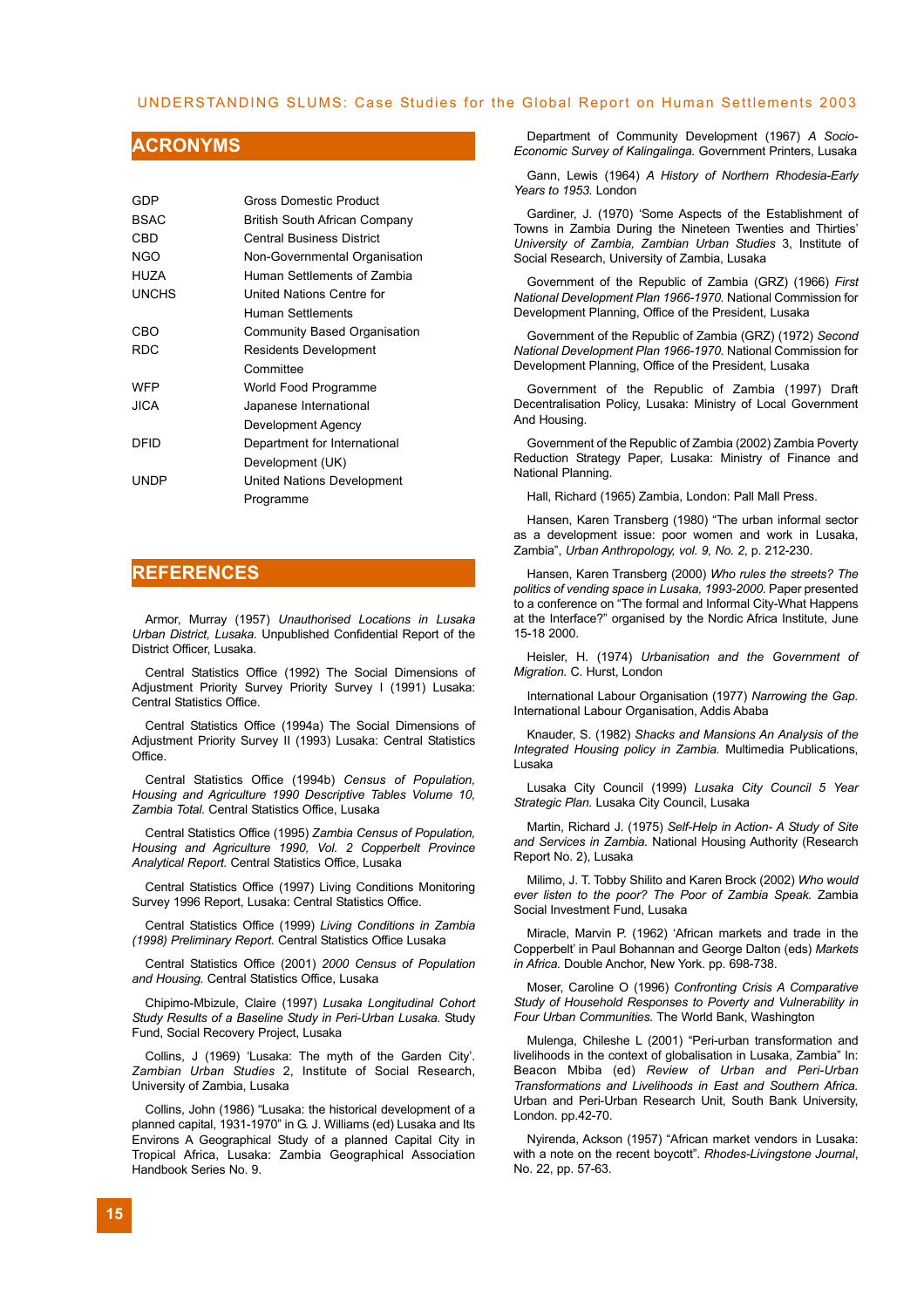## ACRONYMS

| | |
|---|---|
| GDP | Gross Domestic Product |
| BSAC | British South African Company |
| CBD | Central Business District |
| NGO | Non-Governmental Organisation |
| HUZA | Human Settlements of Zambia |
| UNCHS | United Nations Centre for Human Settlements |
| CBO | Community Based Organisation |
| RDC | Residents Development Committee |
| WFP | World Food Programme |
| JICA | Japanese International Development Agency |
| DFID | Department for International Development (UK) |
| UNDP | United Nations Development Programme |

## REFERENCES

Armor, Murray (1957) *Unauthorised Locations in Lusaka Urban District, Lusaka.* Unpublished Confidential Report of the District Officer, Lusaka.

Central Statistics Office (1992) The Social Dimensions of Adjustment Priority Survey Priority Survey I (1991) Lusaka: Central Statistics Office.

Central Statistics Office (1994a) The Social Dimensions of Adjustment Priority Survey II (1993) Lusaka: Central Statistics Office.

Central Statistics Office (1994b) *Census of Population, Housing and Agriculture 1990 Descriptive Tables Volume 10, Zambia Total.* Central Statistics Office, Lusaka

Central Statistics Office (1995) *Zambia Census of Population, Housing and Agriculture 1990, Vol. 2 Copperbelt Province Analytical Report.* Central Statistics Office, Lusaka

Central Statistics Office (1997) Living Conditions Monitoring Survey 1996 Report, Lusaka: Central Statistics Office.

Central Statistics Office (1999) *Living Conditions in Zambia (1998) Preliminary Report.* Central Statistics Office Lusaka

Central Statistics Office (2001) *2000 Census of Population and Housing.* Central Statistics Office, Lusaka

Chipimo-Mbizule, Claire (1997) *Lusaka Longitudinal Cohort Study Results of a Baseline Study in Peri-Urban Lusaka.* Study Fund, Social Recovery Project, Lusaka

Collins, J (1969) 'Lusaka: The myth of the Garden City'. *Zambian Urban Studies* 2, Institute of Social Research, University of Zambia, Lusaka

Collins, John (1986) "Lusaka: the historical development of a planned capital, 1931-1970" in G. J. Williams (ed) Lusaka and Its Environs A Geographical Study of a planned Capital City in Tropical Africa, Lusaka: Zambia Geographical Association Handbook Series No. 9.

Department of Community Development (1967) *A Socio-Economic Survey of Kalingalinga.* Government Printers, Lusaka

Gann, Lewis (1964) *A History of Northern Rhodesia-Early Years to 1953.* London

Gardiner, J. (1970) 'Some Aspects of the Establishment of Towns in Zambia During the Nineteen Twenties and Thirties' *University of Zambia, Zambian Urban Studies* 3, Institute of Social Research, University of Zambia, Lusaka

Government of the Republic of Zambia (GRZ) (1966) *First National Development Plan 1966-1970.* National Commission for Development Planning, Office of the President, Lusaka

Government of the Republic of Zambia (GRZ) (1972) *Second National Development Plan 1966-1970.* National Commission for Development Planning, Office of the President, Lusaka

Government of the Republic of Zambia (1997) Draft Decentralisation Policy, Lusaka: Ministry of Local Government And Housing.

Government of the Republic of Zambia (2002) Zambia Poverty Reduction Strategy Paper, Lusaka: Ministry of Finance and National Planning.

Hall, Richard (1965) Zambia, London: Pall Mall Press.

Hansen, Karen Transberg (1980) "The urban informal sector as a development issue: poor women and work in Lusaka, Zambia", *Urban Anthropology, vol. 9, No. 2*, p. 212-230.

Hansen, Karen Transberg (2000) *Who rules the streets? The politics of vending space in Lusaka, 1993-2000.* Paper presented to a conference on "The formal and Informal City-What Happens at the Interface?" organised by the Nordic Africa Institute, June 15-18 2000.

Heisler, H. (1974) *Urbanisation and the Government of Migration.* C. Hurst, London

International Labour Organisation (1977) *Narrowing the Gap.* International Labour Organisation, Addis Ababa

Knauder, S. (1982) *Shacks and Mansions An Analysis of the Integrated Housing policy in Zambia.* Multimedia Publications, Lusaka

Lusaka City Council (1999) *Lusaka City Council 5 Year Strategic Plan.* Lusaka City Council, Lusaka

Martin, Richard J. (1975) *Self-Help in Action- A Study of Site and Services in Zambia.* National Housing Authority (Research Report No. 2), Lusaka

Milimo, J. T. Tobby Shilito and Karen Brock (2002) *Who would ever listen to the poor? The Poor of Zambia Speak.* Zambia Social Investment Fund, Lusaka

Miracle, Marvin P. (1962) 'African markets and trade in the Copperbelt' in Paul Bohannan and George Dalton (eds) *Markets in Africa.* Double Anchor, New York. pp. 698-738.

Moser, Caroline O (1996) *Confronting Crisis A Comparative Study of Household Responses to Poverty and Vulnerability in Four Urban Communities.* The World Bank, Washington

Mulenga, Chileshe L (2001) "Peri-urban transformation and livelihoods in the context of globalisation in Lusaka, Zambia" In: Beacon Mbiba (ed) *Review of Urban and Peri-Urban Transformations and Livelihoods in East and Southern Africa.* Urban and Peri-Urban Research Unit, South Bank University, London. pp.42-70.

Nyirenda, Ackson (1957) "African market vendors in Lusaka: with a note on the recent boycott". *Rhodes-Livingstone Journal*, No. 22, pp. 57-63.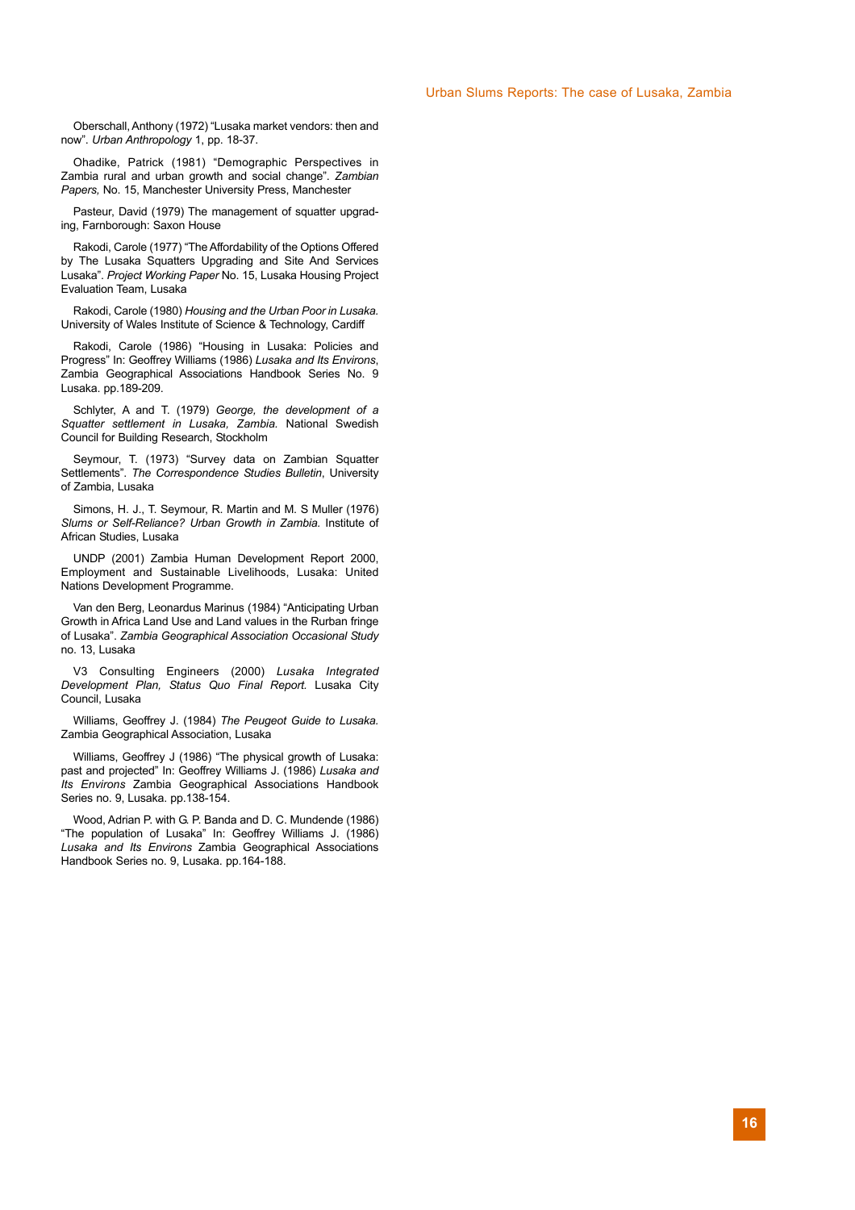Oberschall, Anthony (1972) "Lusaka market vendors: then and now". *Urban Anthropology* 1, pp. 18-37.

Ohadike, Patrick (1981) "Demographic Perspectives in Zambia rural and urban growth and social change". *Zambian Papers,* No. 15, Manchester University Press, Manchester

Pasteur, David (1979) The management of squatter upgrading, Farnborough: Saxon House

Rakodi, Carole (1977) "The Affordability of the Options Offered by The Lusaka Squatters Upgrading and Site And Services Lusaka". *Project Working Paper* No. 15, Lusaka Housing Project Evaluation Team, Lusaka

Rakodi, Carole (1980) *Housing and the Urban Poor in Lusaka.* University of Wales Institute of Science & Technology, Cardiff

Rakodi, Carole (1986) "Housing in Lusaka: Policies and Progress" In: Geoffrey Williams (1986) *Lusaka and Its Environs*, Zambia Geographical Associations Handbook Series No. 9 Lusaka. pp.189-209.

Schlyter, A and T. (1979) *George, the development of a Squatter settlement in Lusaka, Zambia.* National Swedish Council for Building Research, Stockholm

Seymour, T. (1973) "Survey data on Zambian Squatter Settlements". *The Correspondence Studies Bulletin*, University of Zambia, Lusaka

Simons, H. J., T. Seymour, R. Martin and M. S Muller (1976) *Slums or Self-Reliance? Urban Growth in Zambia.* Institute of African Studies, Lusaka

UNDP (2001) Zambia Human Development Report 2000, Employment and Sustainable Livelihoods, Lusaka: United Nations Development Programme.

Van den Berg, Leonardus Marinus (1984) "Anticipating Urban Growth in Africa Land Use and Land values in the Rurban fringe of Lusaka". *Zambia Geographical Association Occasional Study* no. 13, Lusaka

V3 Consulting Engineers (2000) *Lusaka Integrated Development Plan, Status Quo Final Report.* Lusaka City Council, Lusaka

Williams, Geoffrey J. (1984) *The Peugeot Guide to Lusaka.* Zambia Geographical Association, Lusaka

Williams, Geoffrey J (1986) "The physical growth of Lusaka: past and projected" In: Geoffrey Williams J. (1986) *Lusaka and Its Environs* Zambia Geographical Associations Handbook Series no. 9, Lusaka. pp.138-154.

Wood, Adrian P. with G. P. Banda and D. C. Mundende (1986) "The population of Lusaka" In: Geoffrey Williams J. (1986) *Lusaka and Its Environs* Zambia Geographical Associations Handbook Series no. 9, Lusaka. pp.164-188.